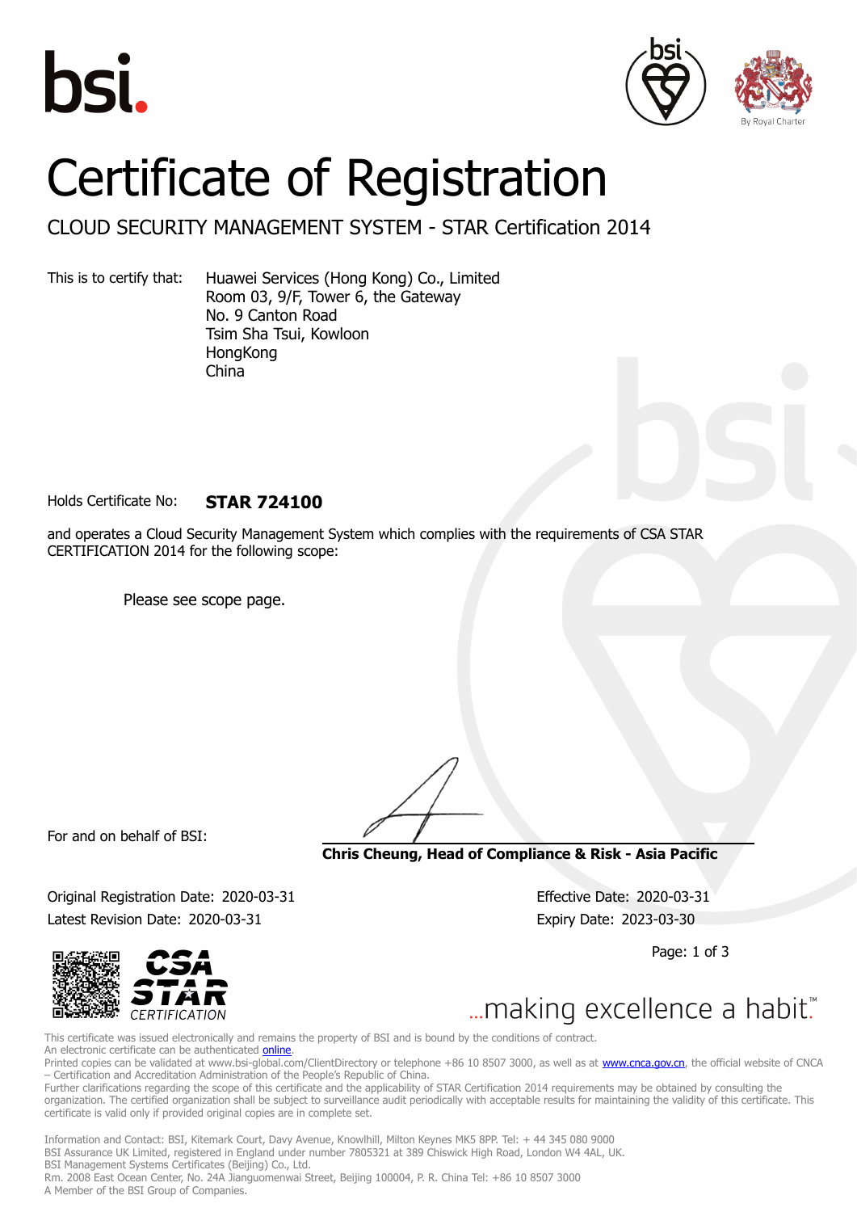# Certificate of Registration

## CLOUD SECURITY MANAGEMENT SYSTEM - STAR Certification 2014

This is to certify that: Huawei Services (Hong Kong) Co., Limited
Room 03, 9/F, Tower 6, the Gateway
No. 9 Canton Road
Tsim Sha Tsui, Kowloon
HongKong
China

Holds Certificate No: **STAR 724100**

and operates a Cloud Security Management System which complies with the requirements of CSA STAR CERTIFICATION 2014 for the following scope:

Please see scope page.

For and on behalf of BSI:

**Chris Cheung, Head of Compliance & Risk - Asia Pacific**

Original Registration Date: 2020-03-31
Effective Date: 2020-03-31
Latest Revision Date: 2020-03-31
Expiry Date: 2023-03-30

CSA STAR CERTIFICATION

...making excellence a habit.™

This certificate was issued electronically and remains the property of BSI and is bound by the conditions of contract.
An electronic certificate can be authenticated online.
Printed copies can be validated at www.bsi-global.com/ClientDirectory or telephone +86 10 8507 3000, as well as at www.cnca.gov.cn, the official website of CNCA – Certification and Accreditation Administration of the People's Republic of China.
Further clarifications regarding the scope of this certificate and the applicability of STAR Certification 2014 requirements may be obtained by consulting the organization. The certified organization shall be subject to surveillance audit periodically with acceptable results for maintaining the validity of this certificate. This certificate is valid only if provided original copies are in complete set.

Information and Contact: BSI, Kitemark Court, Davy Avenue, Knowlhill, Milton Keynes MK5 8PP. Tel: + 44 345 080 9000
BSI Assurance UK Limited, registered in England under number 7805321 at 389 Chiswick High Road, London W4 4AL, UK.
BSI Management Systems Certificates (Beijing) Co., Ltd.
Rm. 2008 East Ocean Center, No. 24A Jianguomenwai Street, Beijing 100004, P. R. China Tel: +86 10 8507 3000
A Member of the BSI Group of Companies.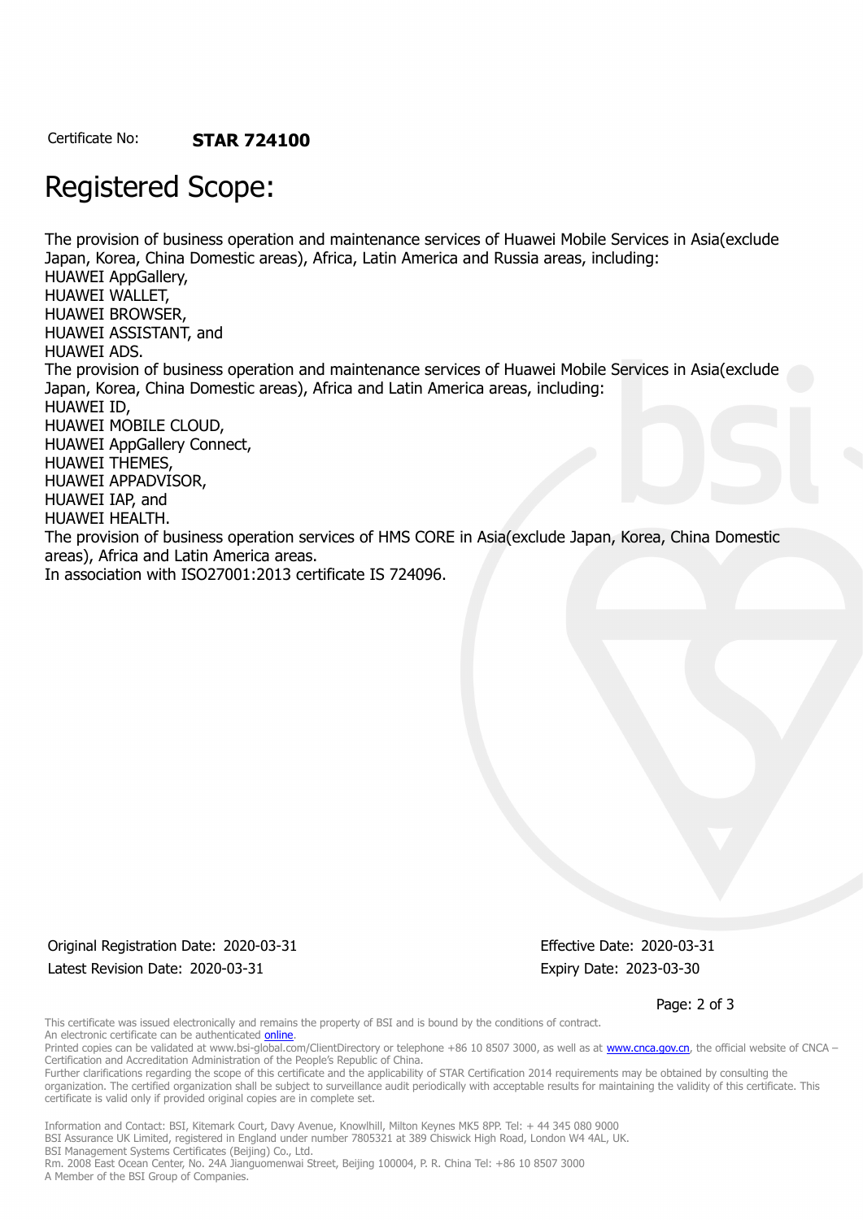Certificate No: **STAR 724100**

# Registered Scope:

The provision of business operation and maintenance services of Huawei Mobile Services in Asia(exclude Japan, Korea, China Domestic areas), Africa, Latin America and Russia areas, including:
HUAWEI AppGallery,
HUAWEI WALLET,
HUAWEI BROWSER,
HUAWEI ASSISTANT, and
HUAWEI ADS.
The provision of business operation and maintenance services of Huawei Mobile Services in Asia(exclude Japan, Korea, China Domestic areas), Africa and Latin America areas, including:
HUAWEI ID,
HUAWEI MOBILE CLOUD,
HUAWEI AppGallery Connect,
HUAWEI THEMES,
HUAWEI APPADVISOR,
HUAWEI IAP, and
HUAWEI HEALTH.
The provision of business operation services of HMS CORE in Asia(exclude Japan, Korea, China Domestic areas), Africa and Latin America areas.
In association with ISO27001:2013 certificate IS 724096.

Original Registration Date: 2020-03-31
Latest Revision Date: 2020-03-31

Effective Date: 2020-03-31
Expiry Date: 2023-03-30

This certificate was issued electronically and remains the property of BSI and is bound by the conditions of contract.
An electronic certificate can be authenticated online.
Printed copies can be validated at www.bsi-global.com/ClientDirectory or telephone +86 10 8507 3000, as well as at www.cnca.gov.cn, the official website of CNCA – Certification and Accreditation Administration of the People's Republic of China.
Further clarifications regarding the scope of this certificate and the applicability of STAR Certification 2014 requirements may be obtained by consulting the organization. The certified organization shall be subject to surveillance audit periodically with acceptable results for maintaining the validity of this certificate. This certificate is valid only if provided original copies are in complete set.

Information and Contact: BSI, Kitemark Court, Davy Avenue, Knowlhill, Milton Keynes MK5 8PP. Tel: + 44 345 080 9000
BSI Assurance UK Limited, registered in England under number 7805321 at 389 Chiswick High Road, London W4 4AL, UK.
BSI Management Systems Certificates (Beijing) Co., Ltd.
Rm. 2008 East Ocean Center, No. 24A Jianguomenwai Street, Beijing 100004, P. R. China Tel: +86 10 8507 3000
A Member of the BSI Group of Companies.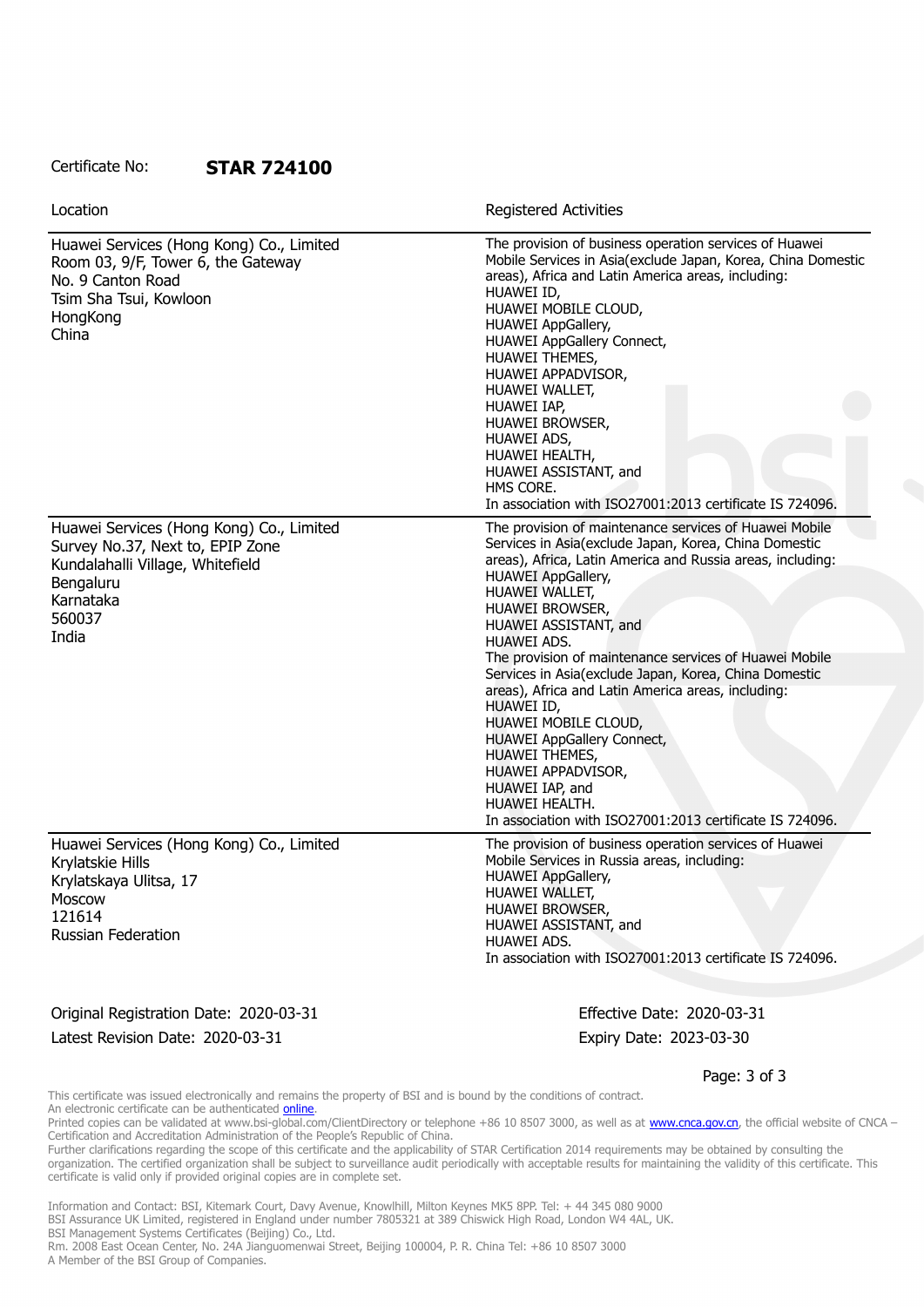Certificate No: **STAR 724100**

| Location | Registered Activities |
| --- | --- |
| Huawei Services (Hong Kong) Co., Limited<br>Room 03, 9/F, Tower 6, the Gateway<br>No. 9 Canton Road<br>Tsim Sha Tsui, Kowloon<br>HongKong<br>China | The provision of business operation services of Huawei Mobile Services in Asia(exclude Japan, Korea, China Domestic areas), Africa and Latin America areas, including:<br>HUAWEI ID,<br>HUAWEI MOBILE CLOUD,<br>HUAWEI AppGallery,<br>HUAWEI AppGallery Connect,<br>HUAWEI THEMES,<br>HUAWEI APPADVISOR,<br>HUAWEI WALLET,<br>HUAWEI IAP,<br>HUAWEI BROWSER,<br>HUAWEI ADS,<br>HUAWEI HEALTH,<br>HUAWEI ASSISTANT, and<br>HMS CORE.<br>In association with ISO27001:2013 certificate IS 724096. |
| Huawei Services (Hong Kong) Co., Limited<br>Survey No.37, Next to, EPIP Zone<br>Kundalahalli Village, Whitefield<br>Bengaluru<br>Karnataka<br>560037<br>India | The provision of maintenance services of Huawei Mobile Services in Asia(exclude Japan, Korea, China Domestic areas), Africa, Latin America and Russia areas, including:<br>HUAWEI AppGallery,<br>HUAWEI WALLET,<br>HUAWEI BROWSER,<br>HUAWEI ASSISTANT, and<br>HUAWEI ADS.<br>The provision of maintenance services of Huawei Mobile Services in Asia(exclude Japan, Korea, China Domestic areas), Africa and Latin America areas, including:<br>HUAWEI ID,<br>HUAWEI MOBILE CLOUD,<br>HUAWEI AppGallery Connect,<br>HUAWEI THEMES,<br>HUAWEI APPADVISOR,<br>HUAWEI IAP, and<br>HUAWEI HEALTH.<br>In association with ISO27001:2013 certificate IS 724096. |
| Huawei Services (Hong Kong) Co., Limited<br>Krylatskie Hills<br>Krylatskaya Ulitsa, 17<br>Moscow<br>121614<br>Russian Federation | The provision of business operation services of Huawei Mobile Services in Russia areas, including:<br>HUAWEI AppGallery,<br>HUAWEI WALLET,<br>HUAWEI BROWSER,<br>HUAWEI ASSISTANT, and<br>HUAWEI ADS.<br>In association with ISO27001:2013 certificate IS 724096. |

Original Registration Date: 2020-03-31

Latest Revision Date: 2020-03-31

Effective Date: 2020-03-31

Expiry Date: 2023-03-30

This certificate was issued electronically and remains the property of BSI and is bound by the conditions of contract.
An electronic certificate can be authenticated online.
Printed copies can be validated at www.bsi-global.com/ClientDirectory or telephone +86 10 8507 3000, as well as at www.cnca.gov.cn, the official website of CNCA – Certification and Accreditation Administration of the People's Republic of China.
Further clarifications regarding the scope of this certificate and the applicability of STAR Certification 2014 requirements may be obtained by consulting the organization. The certified organization shall be subject to surveillance audit periodically with acceptable results for maintaining the validity of this certificate. This certificate is valid only if provided original copies are in complete set.

Information and Contact: BSI, Kitemark Court, Davy Avenue, Knowlhill, Milton Keynes MK5 8PP. Tel: + 44 345 080 9000
BSI Assurance UK Limited, registered in England under number 7805321 at 389 Chiswick High Road, London W4 4AL, UK.
BSI Management Systems Certificates (Beijing) Co., Ltd.
Rm. 2008 East Ocean Center, No. 24A Jianguomenwai Street, Beijing 100004, P. R. China Tel: +86 10 8507 3000
A Member of the BSI Group of Companies.